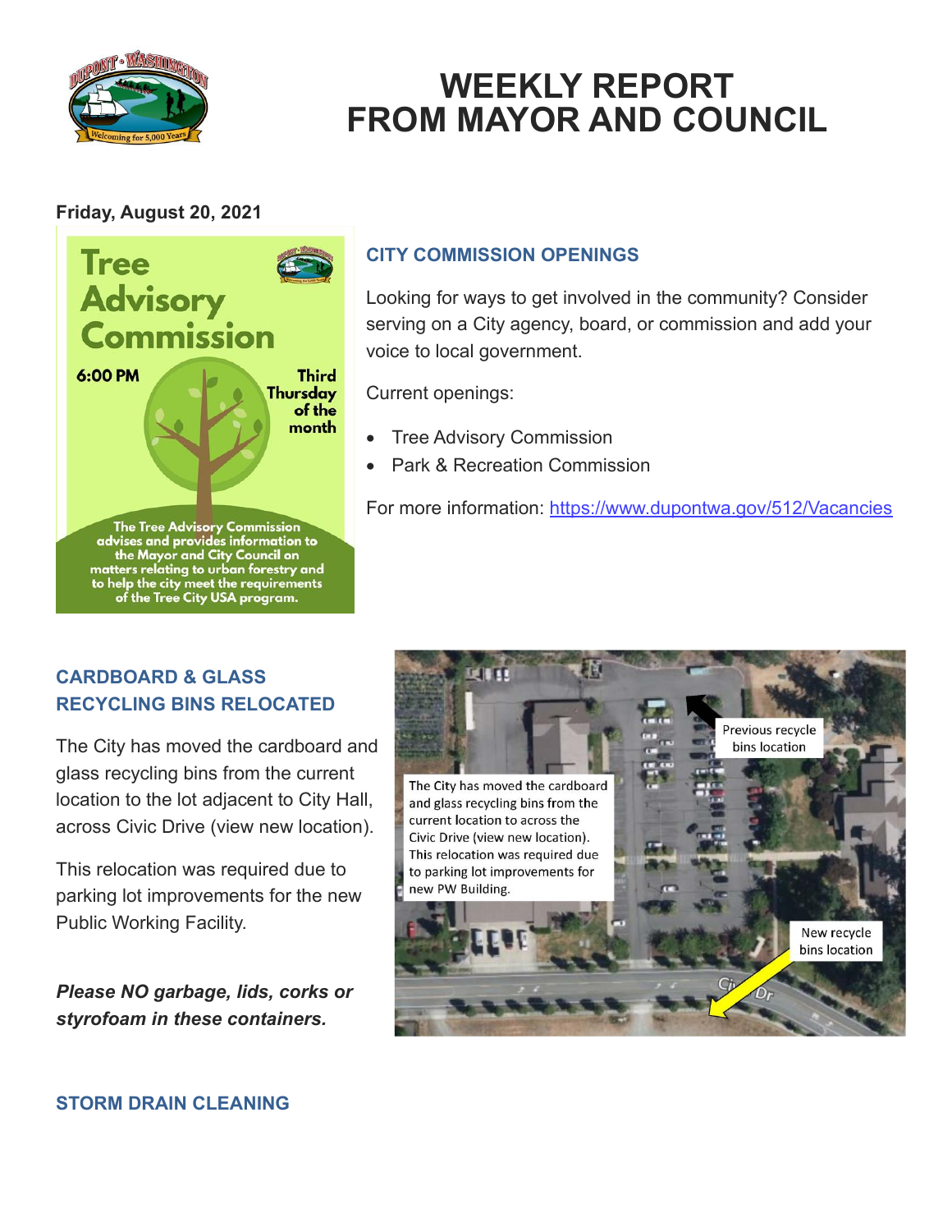# WEEKLY REPORT FROM MAYOR AND COUNCIL

**Friday, August 20, 2021**

Tree Advisory Commission

6:00 PM

Third Thursday of the month

The Tree Advisory Commission advises and provides information to the Mayor and City Council on matters relating to urban forestry and to help the city meet the requirements of the Tree City USA program.

## CITY COMMISSION OPENINGS

Looking for ways to get involved in the community? Consider serving on a City agency, board, or commission and add your voice to local government.

Current openings:

- Tree Advisory Commission
- Park & Recreation Commission

For more information: https://www.dupontwa.gov/512/Vacancies

## CARDBOARD & GLASS RECYCLING BINS RELOCATED

The City has moved the cardboard and glass recycling bins from the current location to the lot adjacent to City Hall, across Civic Drive (view new location).

This relocation was required due to parking lot improvements for the new Public Working Facility.

***Please NO garbage, lids, corks or styrofoam in these containers.***

Previous recycle bins location

The City has moved the cardboard and glass recycling bins from the current location to across the Civic Drive (view new location). This relocation was required due to parking lot improvements for new PW Building.

New recycle bins location

## STORM DRAIN CLEANING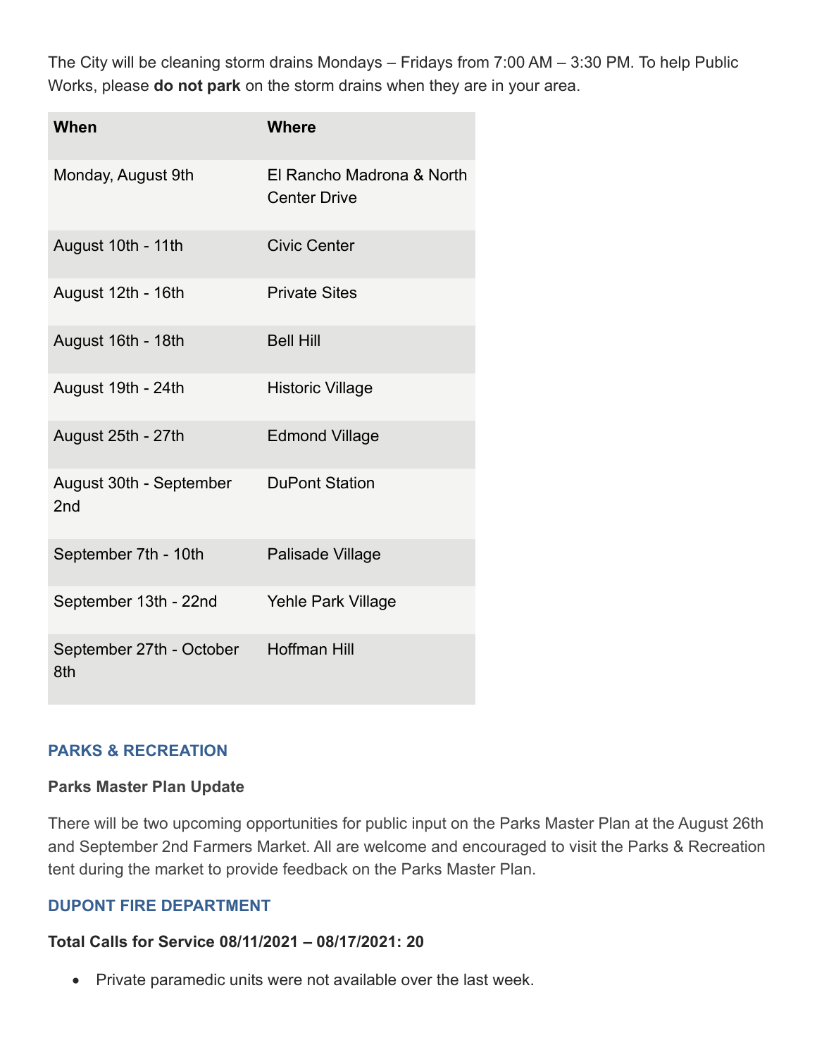The City will be cleaning storm drains Mondays – Fridays from 7:00 AM – 3:30 PM. To help Public Works, please **do not park** on the storm drains when they are in your area.

| When | Where |
|---|---|
| Monday, August 9th | El Rancho Madrona & North Center Drive |
| August 10th - 11th | Civic Center |
| August 12th - 16th | Private Sites |
| August 16th - 18th | Bell Hill |
| August 19th - 24th | Historic Village |
| August 25th - 27th | Edmond Village |
| August 30th - September 2nd | DuPont Station |
| September 7th - 10th | Palisade Village |
| September 13th - 22nd | Yehle Park Village |
| September 27th - October 8th | Hoffman Hill |

## PARKS & RECREATION

### Parks Master Plan Update

There will be two upcoming opportunities for public input on the Parks Master Plan at the August 26th and September 2nd Farmers Market. All are welcome and encouraged to visit the Parks & Recreation tent during the market to provide feedback on the Parks Master Plan.

## DUPONT FIRE DEPARTMENT

### Total Calls for Service 08/11/2021 – 08/17/2021: 20

- Private paramedic units were not available over the last week.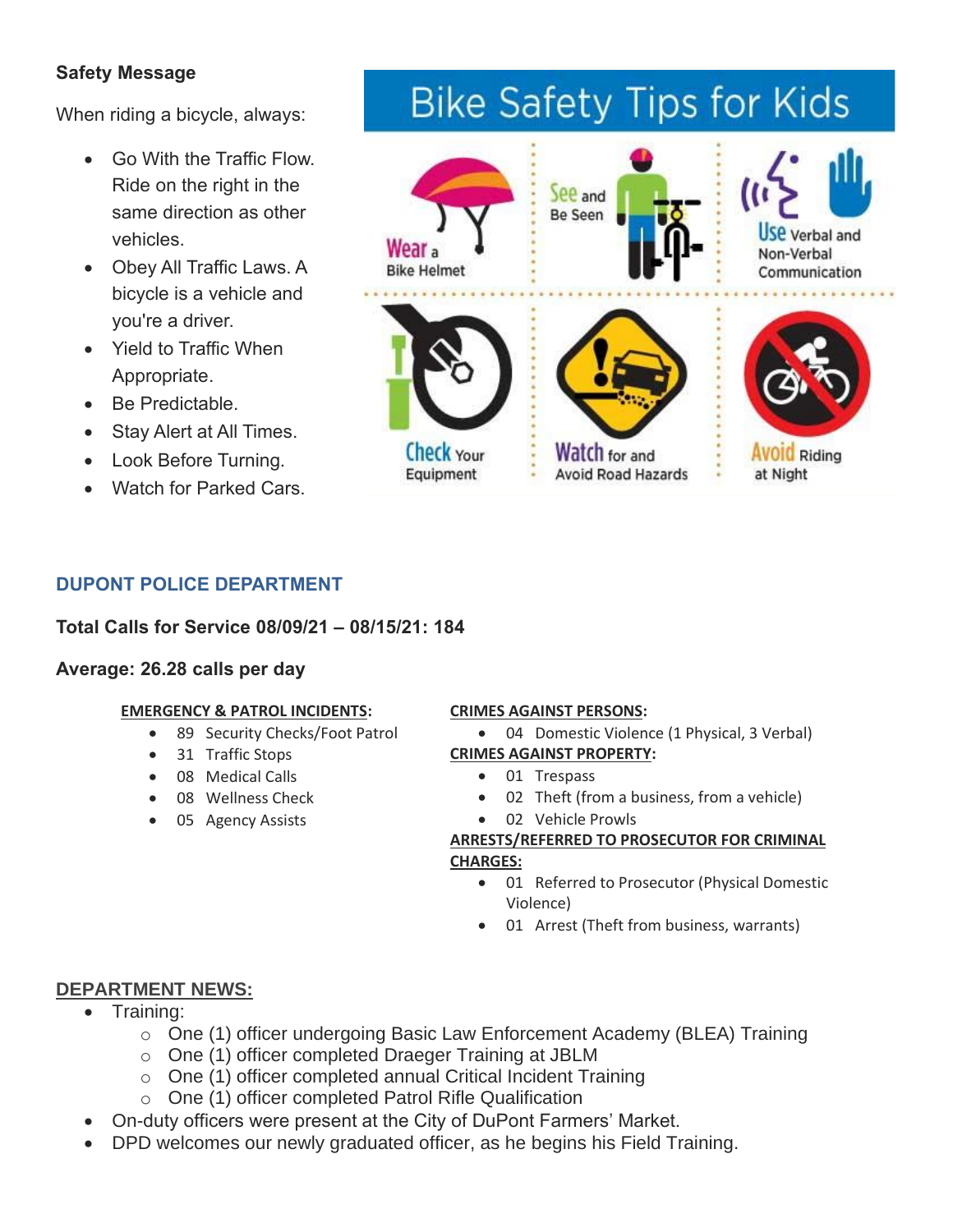**Safety Message**

When riding a bicycle, always:

- Go With the Traffic Flow. Ride on the right in the same direction as other vehicles.
- Obey All Traffic Laws. A bicycle is a vehicle and you're a driver.
- Yield to Traffic When Appropriate.
- Be Predictable.
- Stay Alert at All Times.
- Look Before Turning.
- Watch for Parked Cars.

**Bike Safety Tips for Kids**

- Wear a Bike Helmet
- See and Be Seen
- Use Verbal and Non-Verbal Communication
- Check Your Equipment
- Watch for and Avoid Road Hazards
- Avoid Riding at Night

## DUPONT POLICE DEPARTMENT

**Total Calls for Service 08/09/21 – 08/15/21: 184**

**Average: 26.28 calls per day**

**EMERGENCY & PATROL INCIDENTS:**

- 89 Security Checks/Foot Patrol
- 31 Traffic Stops
- 08 Medical Calls
- 08 Wellness Check
- 05 Agency Assists

**CRIMES AGAINST PERSONS:**

- 04 Domestic Violence (1 Physical, 3 Verbal)

**CRIMES AGAINST PROPERTY:**

- 01 Trespass
- 02 Theft (from a business, from a vehicle)
- 02 Vehicle Prowls

**ARRESTS/REFERRED TO PROSECUTOR FOR CRIMINAL CHARGES:**

- 01 Referred to Prosecutor (Physical Domestic Violence)
- 01 Arrest (Theft from business, warrants)

**DEPARTMENT NEWS:**

- Training:
  - One (1) officer undergoing Basic Law Enforcement Academy (BLEA) Training
  - One (1) officer completed Draeger Training at JBLM
  - One (1) officer completed annual Critical Incident Training
  - One (1) officer completed Patrol Rifle Qualification
- On-duty officers were present at the City of DuPont Farmers' Market.
- DPD welcomes our newly graduated officer, as he begins his Field Training.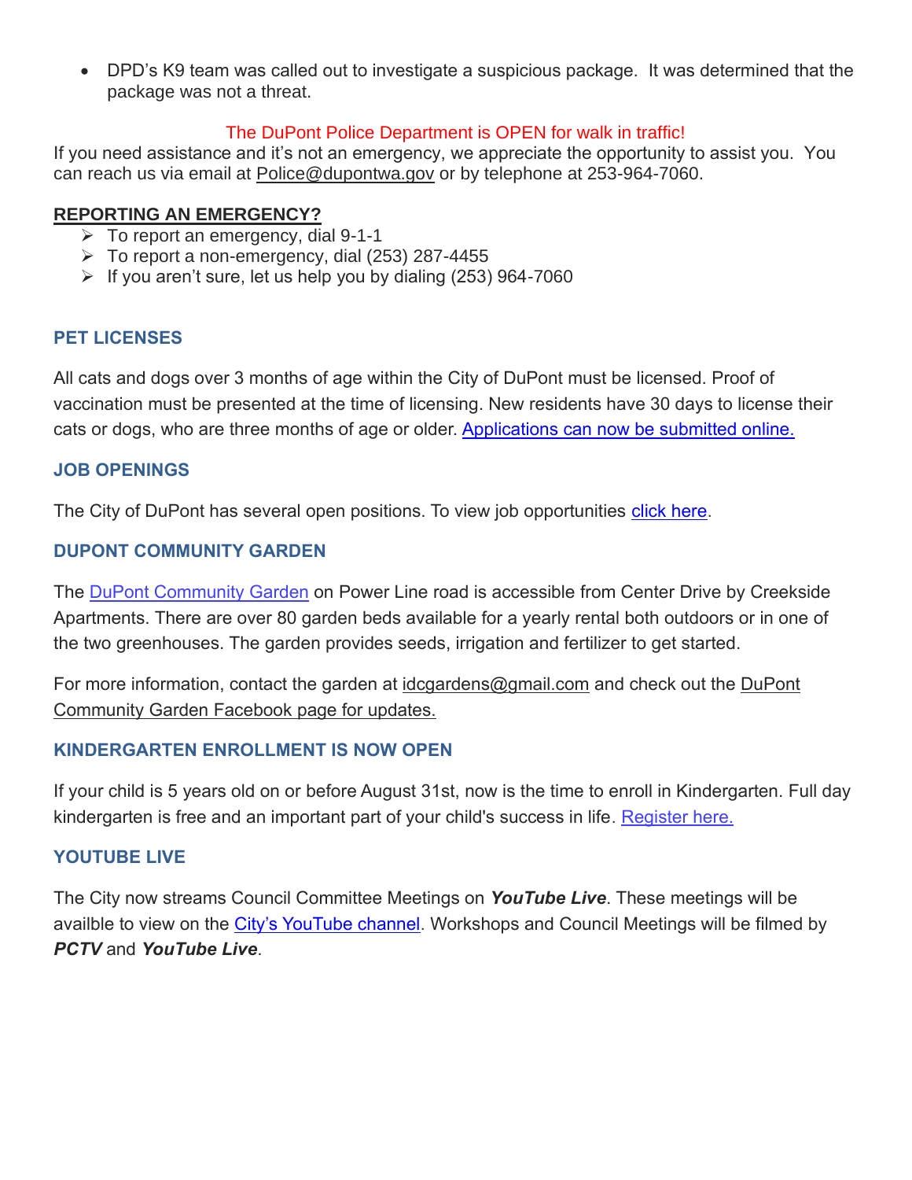- DPD's K9 team was called out to investigate a suspicious package. It was determined that the package was not a threat.

The DuPont Police Department is OPEN for walk in traffic!

If you need assistance and it's not an emergency, we appreciate the opportunity to assist you. You can reach us via email at Police@dupontwa.gov or by telephone at 253-964-7060.

**REPORTING AN EMERGENCY?**

- To report an emergency, dial 9-1-1
- To report a non-emergency, dial (253) 287-4455
- If you aren't sure, let us help you by dialing (253) 964-7060

### PET LICENSES

All cats and dogs over 3 months of age within the City of DuPont must be licensed. Proof of vaccination must be presented at the time of licensing. New residents have 30 days to license their cats or dogs, who are three months of age or older. Applications can now be submitted online.

### JOB OPENINGS

The City of DuPont has several open positions. To view job opportunities click here.

### DUPONT COMMUNITY GARDEN

The DuPont Community Garden on Power Line road is accessible from Center Drive by Creekside Apartments. There are over 80 garden beds available for a yearly rental both outdoors or in one of the two greenhouses. The garden provides seeds, irrigation and fertilizer to get started.

For more information, contact the garden at idcgardens@gmail.com and check out the DuPont Community Garden Facebook page for updates.

### KINDERGARTEN ENROLLMENT IS NOW OPEN

If your child is 5 years old on or before August 31st, now is the time to enroll in Kindergarten. Full day kindergarten is free and an important part of your child's success in life. Register here.

### YOUTUBE LIVE

The City now streams Council Committee Meetings on ***YouTube Live***. These meetings will be availble to view on the City's YouTube channel. Workshops and Council Meetings will be filmed by ***PCTV*** and ***YouTube Live***.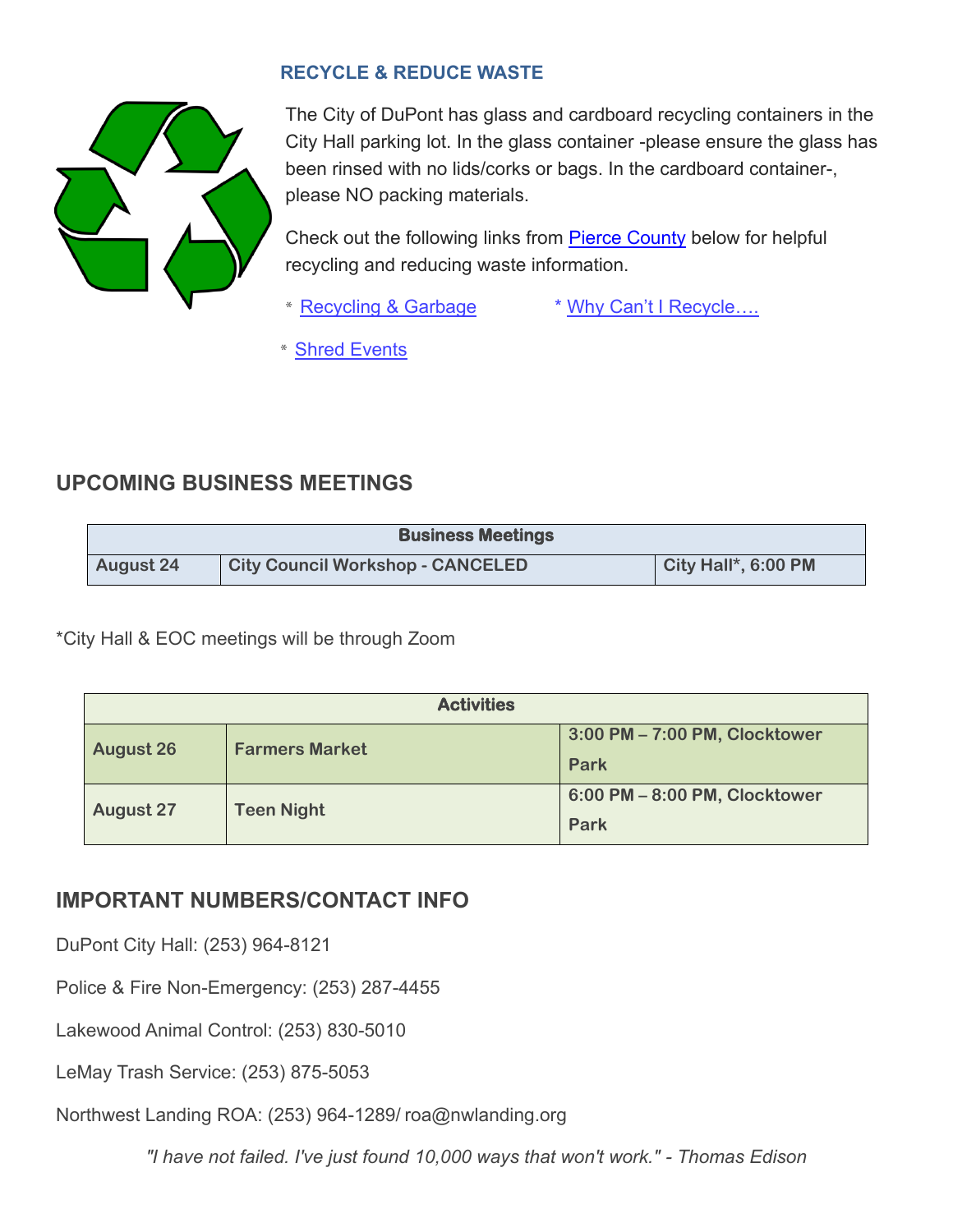### RECYCLE & REDUCE WASTE

The City of DuPont has glass and cardboard recycling containers in the City Hall parking lot. In the glass container -please ensure the glass has been rinsed with no lids/corks or bags. In the cardboard container-, please NO packing materials.

Check out the following links from Pierce County below for helpful recycling and reducing waste information.

* Recycling & Garbage
* Why Can't I Recycle….
* Shred Events

## UPCOMING BUSINESS MEETINGS

| Business Meetings | | |
|---|---|---|
| **August 24** | **City Council Workshop - CANCELED** | **City Hall*, 6:00 PM** |

*City Hall & EOC meetings will be through Zoom

| Activities | | |
|---|---|---|
| **August 26** | **Farmers Market** | **3:00 PM – 7:00 PM, Clocktower Park** |
| **August 27** | **Teen Night** | **6:00 PM – 8:00 PM, Clocktower Park** |

## IMPORTANT NUMBERS/CONTACT INFO

DuPont City Hall: (253) 964-8121

Police & Fire Non-Emergency: (253) 287-4455

Lakewood Animal Control: (253) 830-5010

LeMay Trash Service: (253) 875-5053

Northwest Landing ROA: (253) 964-1289/ roa@nwlanding.org

*"I have not failed. I've just found 10,000 ways that won't work." - Thomas Edison*